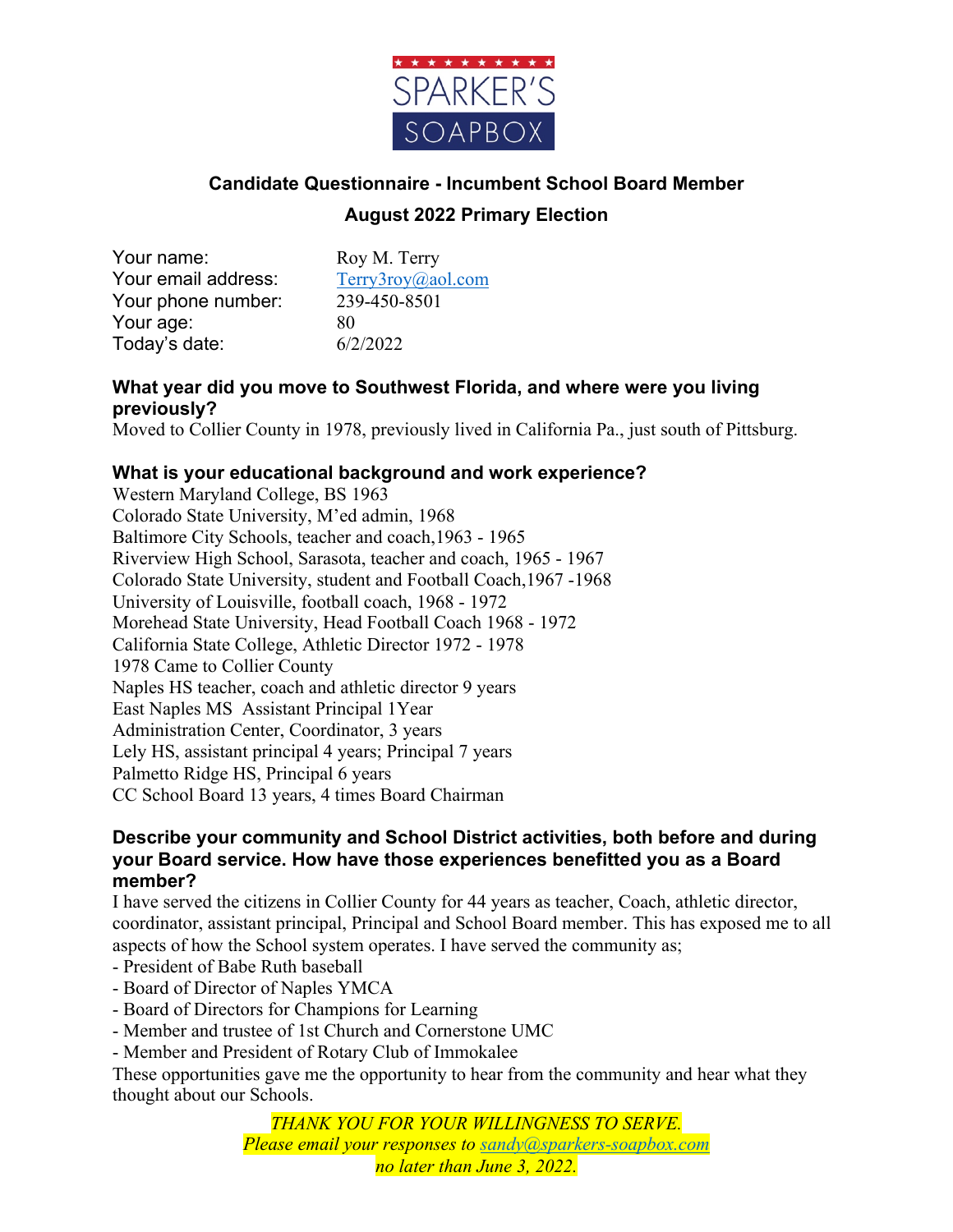SPARKER'S SOAPBOX

## Candidate Questionnaire - Incumbent School Board Member

## August 2022 Primary Election

Your name: Roy M. Terry
Your email address: Terry3roy@aol.com
Your phone number: 239-450-8501
Your age: 80
Today's date: 6/2/2022

**What year did you move to Southwest Florida, and where were you living previously?**

Moved to Collier County in 1978, previously lived in California Pa., just south of Pittsburg.

**What is your educational background and work experience?**

Western Maryland College, BS 1963
Colorado State University, M'ed admin, 1968
Baltimore City Schools, teacher and coach,1963 - 1965
Riverview High School, Sarasota, teacher and coach, 1965 - 1967
Colorado State University, student and Football Coach,1967 -1968
University of Louisville, football coach, 1968 - 1972
Morehead State University, Head Football Coach 1968 - 1972
California State College, Athletic Director 1972 - 1978
1978 Came to Collier County
Naples HS teacher, coach and athletic director 9 years
East Naples MS Assistant Principal 1Year
Administration Center, Coordinator, 3 years
Lely HS, assistant principal 4 years; Principal 7 years
Palmetto Ridge HS, Principal 6 years
CC School Board 13 years, 4 times Board Chairman

**Describe your community and School District activities, both before and during your Board service. How have those experiences benefitted you as a Board member?**

I have served the citizens in Collier County for 44 years as teacher, Coach, athletic director, coordinator, assistant principal, Principal and School Board member. This has exposed me to all aspects of how the School system operates. I have served the community as;

- President of Babe Ruth baseball
- Board of Director of Naples YMCA
- Board of Directors for Champions for Learning
- Member and trustee of 1st Church and Cornerstone UMC
- Member and President of Rotary Club of Immokalee

These opportunities gave me the opportunity to hear from the community and hear what they thought about our Schools.

*THANK YOU FOR YOUR WILLINGNESS TO SERVE.*
*Please email your responses to sandy@sparkers-soapbox.com*
*no later than June 3, 2022.*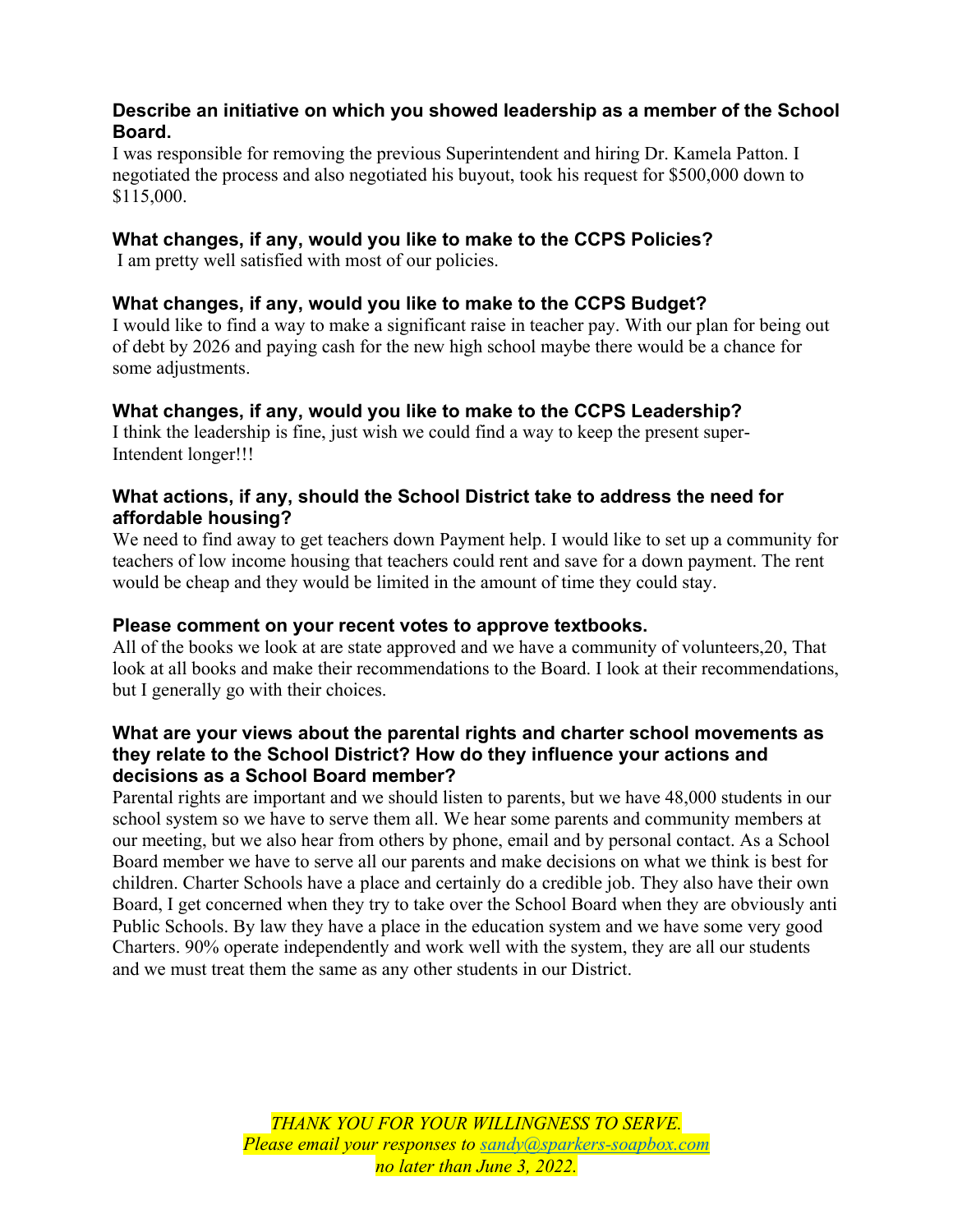**Describe an initiative on which you showed leadership as a member of the School Board.**

I was responsible for removing the previous Superintendent and hiring Dr. Kamela Patton. I negotiated the process and also negotiated his buyout, took his request for $500,000 down to $115,000.

**What changes, if any, would you like to make to the CCPS Policies?**

I am pretty well satisfied with most of our policies.

**What changes, if any, would you like to make to the CCPS Budget?**

I would like to find a way to make a significant raise in teacher pay. With our plan for being out of debt by 2026 and paying cash for the new high school maybe there would be a chance for some adjustments.

**What changes, if any, would you like to make to the CCPS Leadership?**

I think the leadership is fine, just wish we could find a way to keep the present super-Intendent longer!!!

**What actions, if any, should the School District take to address the need for affordable housing?**

We need to find away to get teachers down Payment help. I would like to set up a community for teachers of low income housing that teachers could rent and save for a down payment. The rent would be cheap and they would be limited in the amount of time they could stay.

**Please comment on your recent votes to approve textbooks.**

All of the books we look at are state approved and we have a community of volunteers,20, That look at all books and make their recommendations to the Board. I look at their recommendations, but I generally go with their choices.

**What are your views about the parental rights and charter school movements as they relate to the School District? How do they influence your actions and decisions as a School Board member?**

Parental rights are important and we should listen to parents, but we have 48,000 students in our school system so we have to serve them all. We hear some parents and community members at our meeting, but we also hear from others by phone, email and by personal contact. As a School Board member we have to serve all our parents and make decisions on what we think is best for children. Charter Schools have a place and certainly do a credible job. They also have their own Board, I get concerned when they try to take over the School Board when they are obviously anti Public Schools. By law they have a place in the education system and we have some very good Charters. 90% operate independently and work well with the system, they are all our students and we must treat them the same as any other students in our District.

*THANK YOU FOR YOUR WILLINGNESS TO SERVE.*
*Please email your responses to sandy@sparkers-soapbox.com*
*no later than June 3, 2022.*